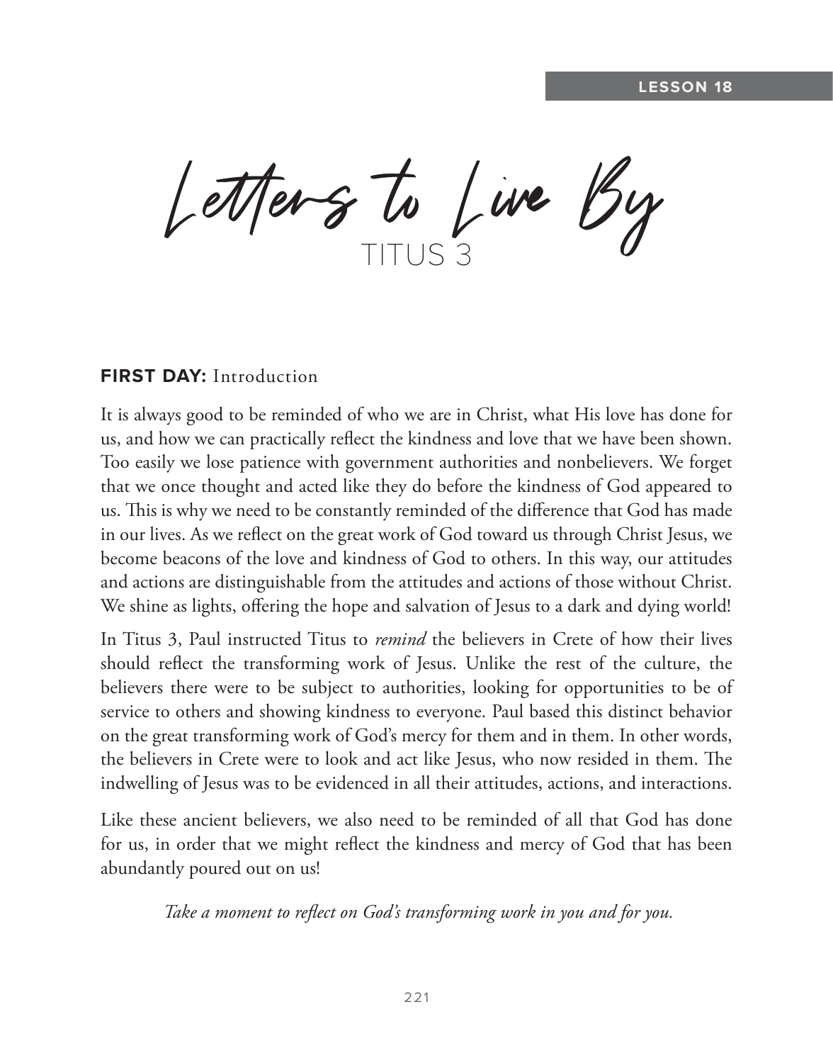LESSON 18

# Letters to Live By

## TITUS 3

**FIRST DAY:** Introduction

It is always good to be reminded of who we are in Christ, what His love has done for us, and how we can practically reflect the kindness and love that we have been shown. Too easily we lose patience with government authorities and nonbelievers. We forget that we once thought and acted like they do before the kindness of God appeared to us. This is why we need to be constantly reminded of the difference that God has made in our lives. As we reflect on the great work of God toward us through Christ Jesus, we become beacons of the love and kindness of God to others. In this way, our attitudes and actions are distinguishable from the attitudes and actions of those without Christ. We shine as lights, offering the hope and salvation of Jesus to a dark and dying world!

In Titus 3, Paul instructed Titus to *remind* the believers in Crete of how their lives should reflect the transforming work of Jesus. Unlike the rest of the culture, the believers there were to be subject to authorities, looking for opportunities to be of service to others and showing kindness to everyone. Paul based this distinct behavior on the great transforming work of God's mercy for them and in them. In other words, the believers in Crete were to look and act like Jesus, who now resided in them. The indwelling of Jesus was to be evidenced in all their attitudes, actions, and interactions.

Like these ancient believers, we also need to be reminded of all that God has done for us, in order that we might reflect the kindness and mercy of God that has been abundantly poured out on us!

*Take a moment to reflect on God's transforming work in you and for you.*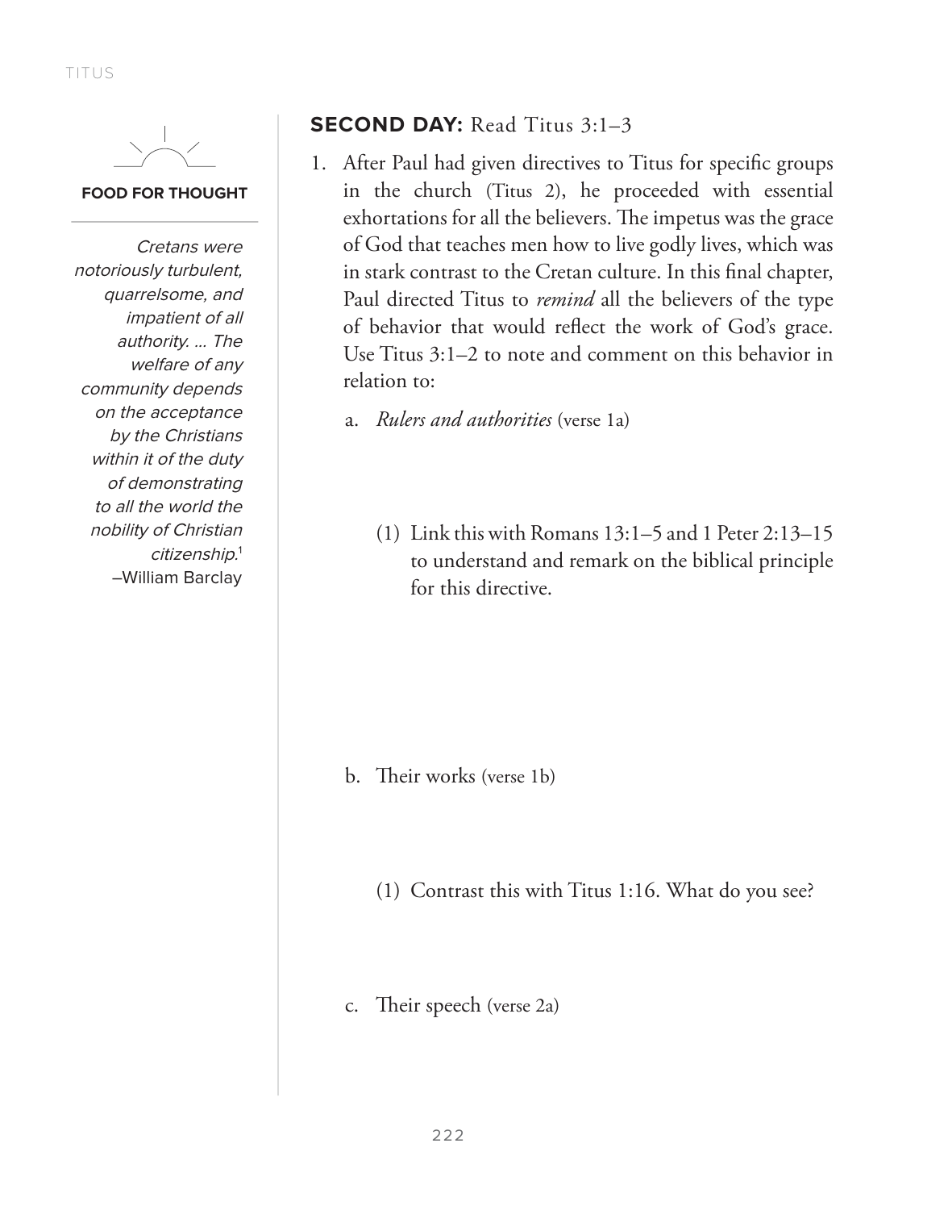**FOOD FOR THOUGHT**

*Cretans were notoriously turbulent, quarrelsome, and impatient of all authority. ... The welfare of any community depends on the acceptance by the Christians within it of the duty of demonstrating to all the world the nobility of Christian citizenship.*[1]
–William Barclay

**SECOND DAY:** Read Titus 3:1–3

1. After Paul had given directives to Titus for specific groups in the church (Titus 2), he proceeded with essential exhortations for all the believers. The impetus was the grace of God that teaches men how to live godly lives, which was in stark contrast to the Cretan culture. In this final chapter, Paul directed Titus to *remind* all the believers of the type of behavior that would reflect the work of God's grace. Use Titus 3:1–2 to note and comment on this behavior in relation to:

   a. *Rulers and authorities* (verse 1a)

      (1) Link this with Romans 13:1–5 and 1 Peter 2:13–15 to understand and remark on the biblical principle for this directive.

   b. Their works (verse 1b)

      (1) Contrast this with Titus 1:16. What do you see?

   c. Their speech (verse 2a)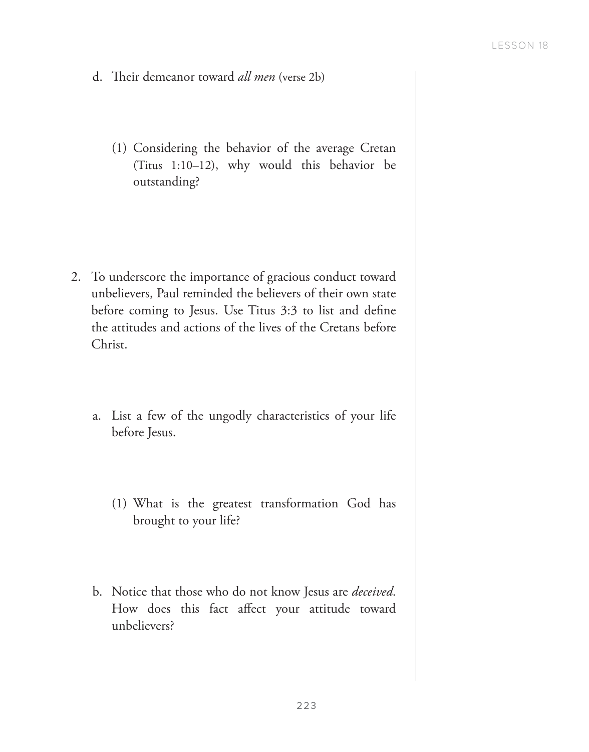d. Their demeanor toward *all men* (verse 2b)

(1) Considering the behavior of the average Cretan (Titus 1:10–12), why would this behavior be outstanding?

2. To underscore the importance of gracious conduct toward unbelievers, Paul reminded the believers of their own state before coming to Jesus. Use Titus 3:3 to list and define the attitudes and actions of the lives of the Cretans before Christ.

a. List a few of the ungodly characteristics of your life before Jesus.

(1) What is the greatest transformation God has brought to your life?

b. Notice that those who do not know Jesus are *deceived*. How does this fact affect your attitude toward unbelievers?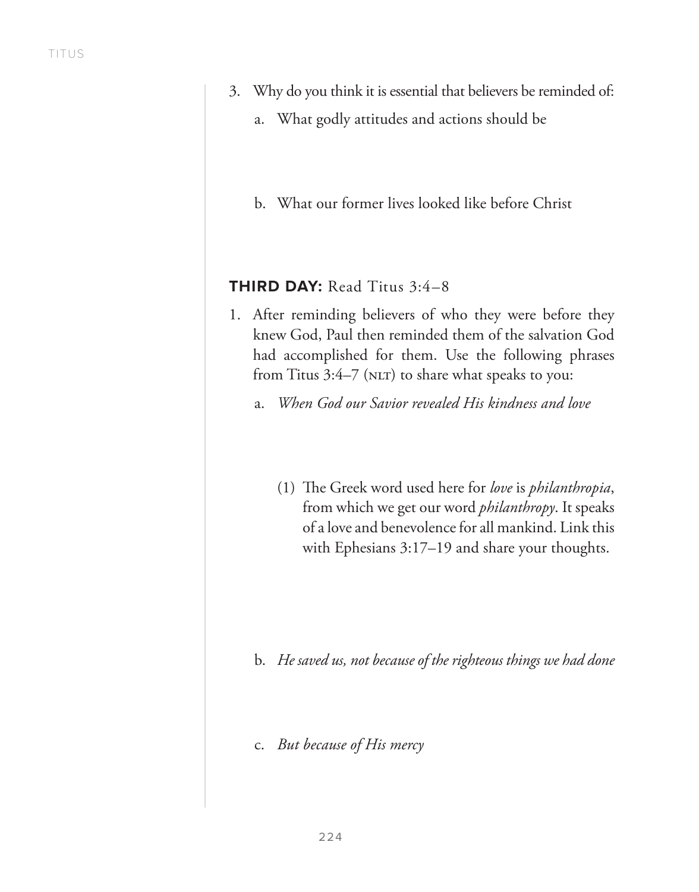3. Why do you think it is essential that believers be reminded of:

   a. What godly attitudes and actions should be

   b. What our former lives looked like before Christ

**THIRD DAY:** Read Titus 3:4–8

1. After reminding believers of who they were before they knew God, Paul then reminded them of the salvation God had accomplished for them. Use the following phrases from Titus 3:4–7 (NLT) to share what speaks to you:

   a. *When God our Savior revealed His kindness and love*

      (1) The Greek word used here for *love* is *philanthropia*, from which we get our word *philanthropy*. It speaks of a love and benevolence for all mankind. Link this with Ephesians 3:17–19 and share your thoughts.

   b. *He saved us, not because of the righteous things we had done*

   c. *But because of His mercy*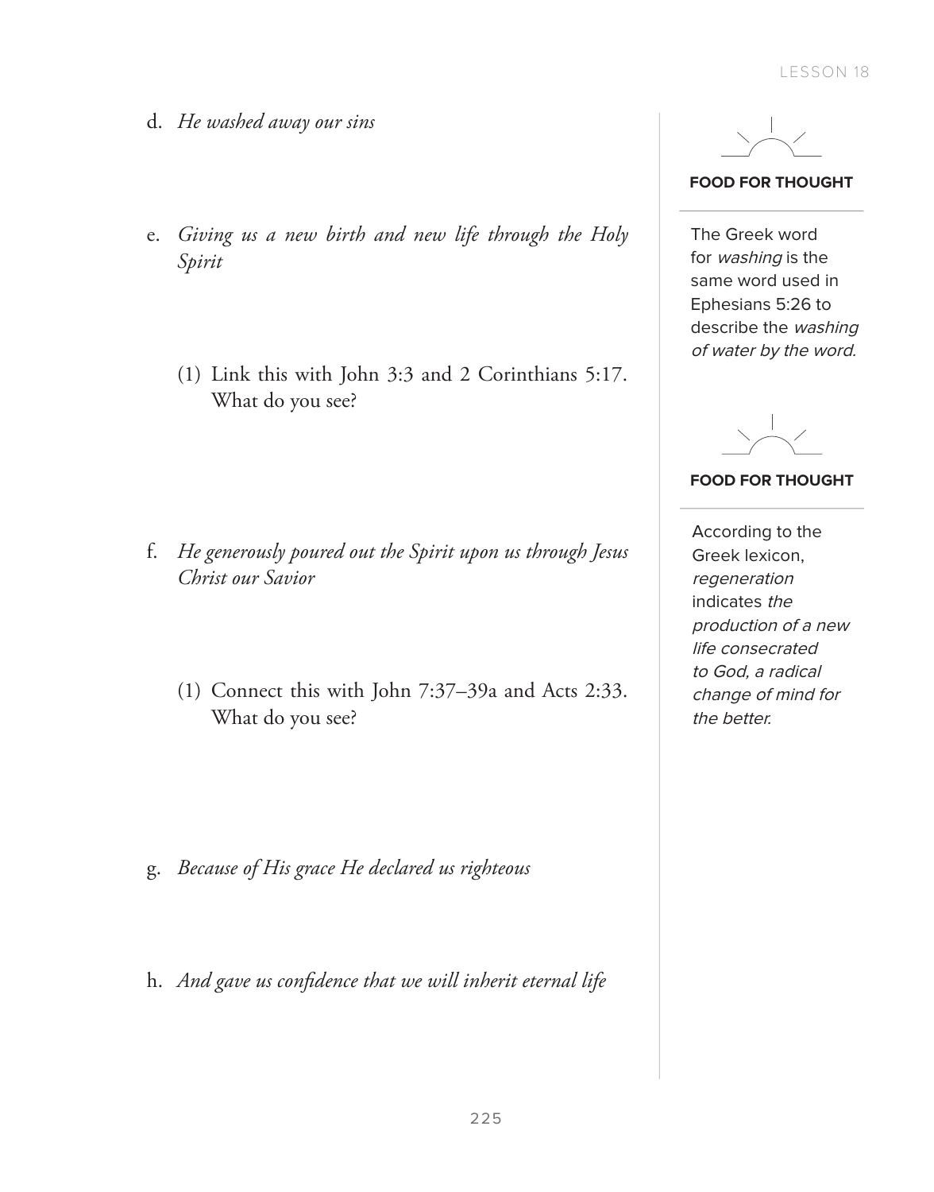d. *He washed away our sins*

e. *Giving us a new birth and new life through the Holy Spirit*

(1) Link this with John 3:3 and 2 Corinthians 5:17. What do you see?

f. *He generously poured out the Spirit upon us through Jesus Christ our Savior*

(1) Connect this with John 7:37–39a and Acts 2:33. What do you see?

g. *Because of His grace He declared us righteous*

h. *And gave us confidence that we will inherit eternal life*

**FOOD FOR THOUGHT**

The Greek word for *washing* is the same word used in Ephesians 5:26 to describe the *washing of water by the word.*

**FOOD FOR THOUGHT**

According to the Greek lexicon, *regeneration* indicates *the production of a new life consecrated to God, a radical change of mind for the better.*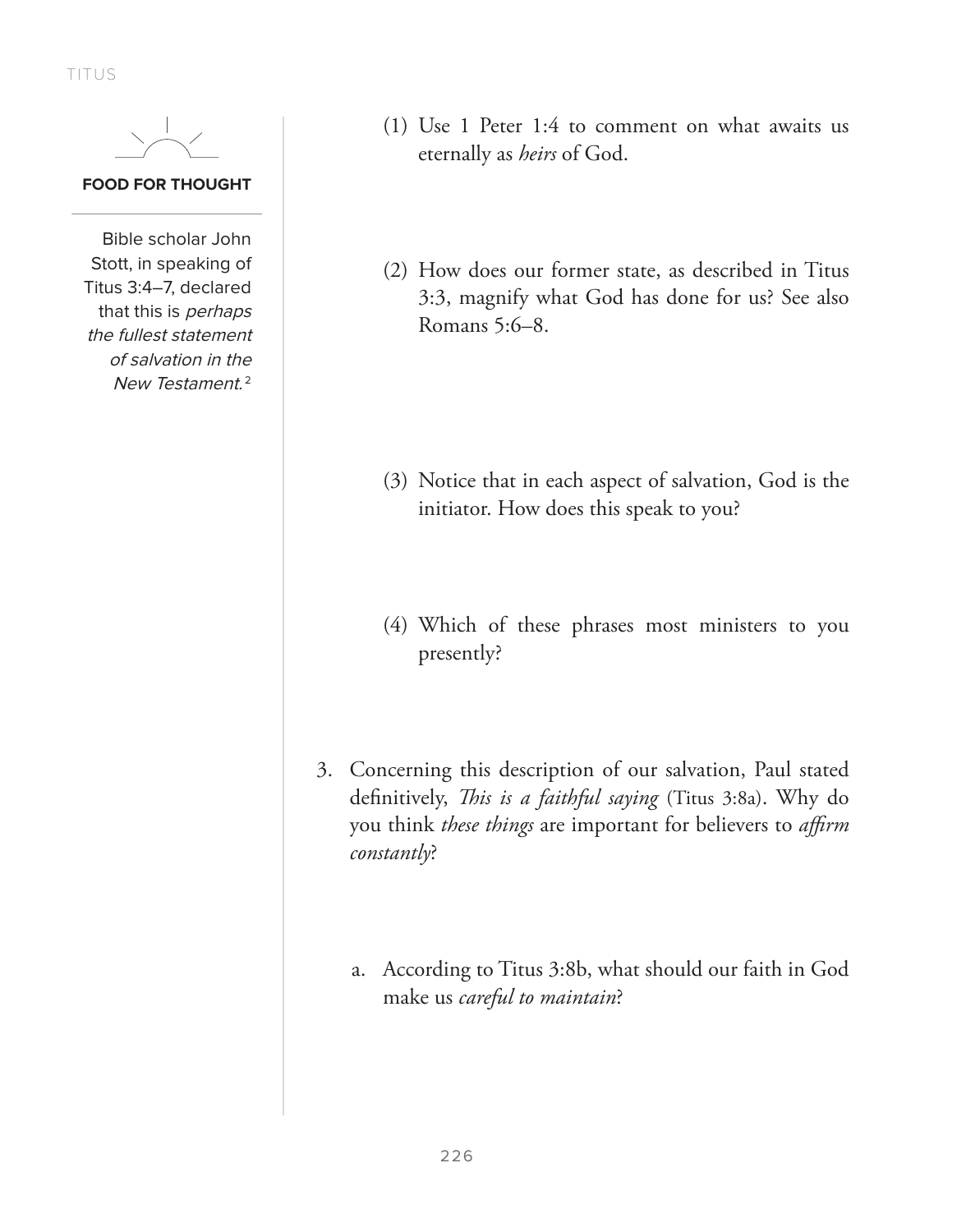**FOOD FOR THOUGHT**

Bible scholar John Stott, in speaking of Titus 3:4–7, declared that this is *perhaps the fullest statement of salvation in the New Testament.*[2]

(1) Use 1 Peter 1:4 to comment on what awaits us eternally as *heirs* of God.

(2) How does our former state, as described in Titus 3:3, magnify what God has done for us? See also Romans 5:6–8.

(3) Notice that in each aspect of salvation, God is the initiator. How does this speak to you?

(4) Which of these phrases most ministers to you presently?

3. Concerning this description of our salvation, Paul stated definitively, *This is a faithful saying* (Titus 3:8a). Why do you think *these things* are important for believers to *affirm constantly*?

   a. According to Titus 3:8b, what should our faith in God make us *careful to maintain*?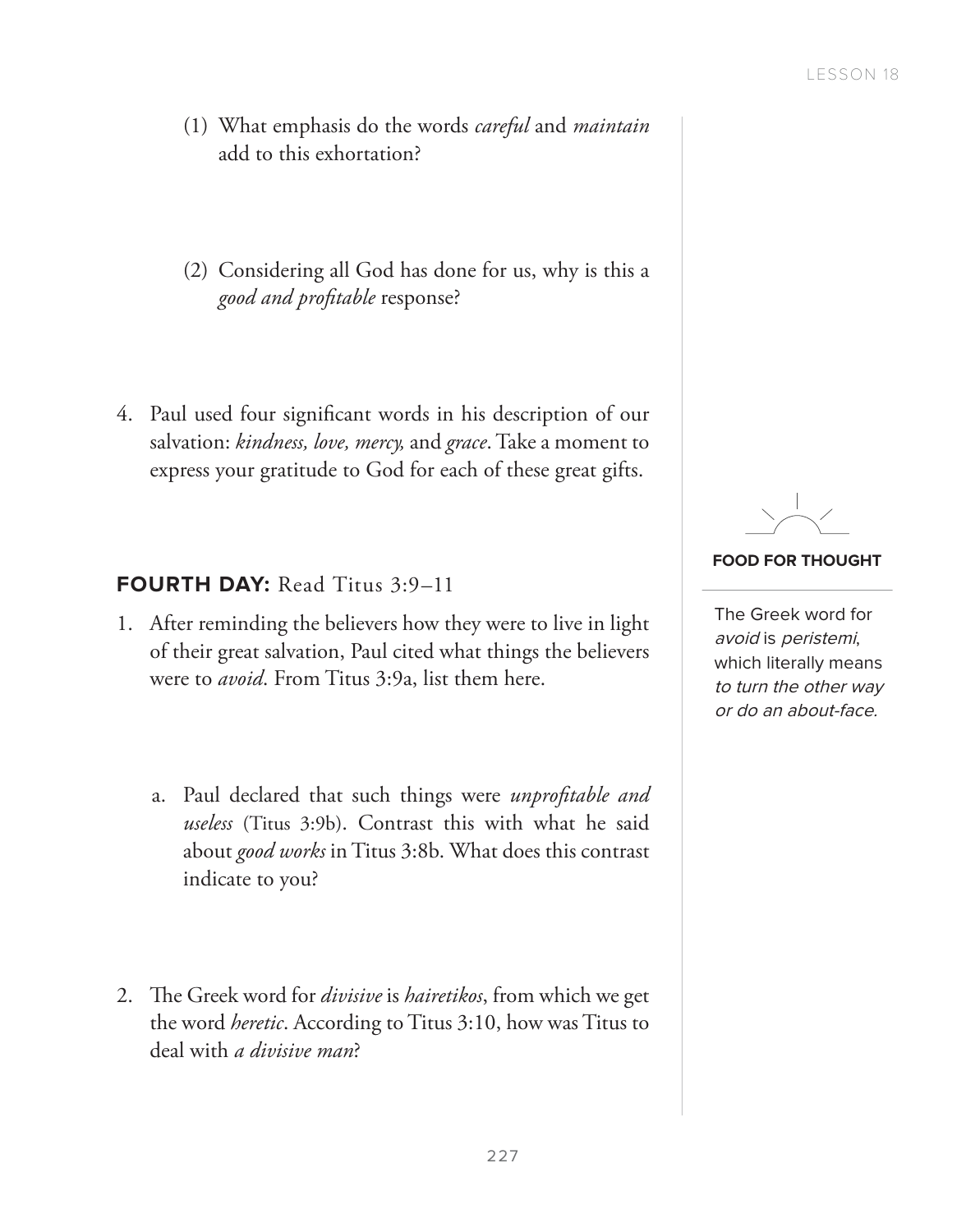(1) What emphasis do the words *careful* and *maintain* add to this exhortation?

(2) Considering all God has done for us, why is this a *good and profitable* response?

4. Paul used four significant words in his description of our salvation: *kindness, love, mercy,* and *grace*. Take a moment to express your gratitude to God for each of these great gifts.

**FOURTH DAY:** Read Titus 3:9–11

1. After reminding the believers how they were to live in light of their great salvation, Paul cited what things the believers were to *avoid*. From Titus 3:9a, list them here.

   a. Paul declared that such things were *unprofitable and useless* (Titus 3:9b). Contrast this with what he said about *good works* in Titus 3:8b. What does this contrast indicate to you?

2. The Greek word for *divisive* is *hairetikos*, from which we get the word *heretic*. According to Titus 3:10, how was Titus to deal with *a divisive man*?

**FOOD FOR THOUGHT**

The Greek word for *avoid* is *peristemi*, which literally means *to turn the other way or do an about-face.*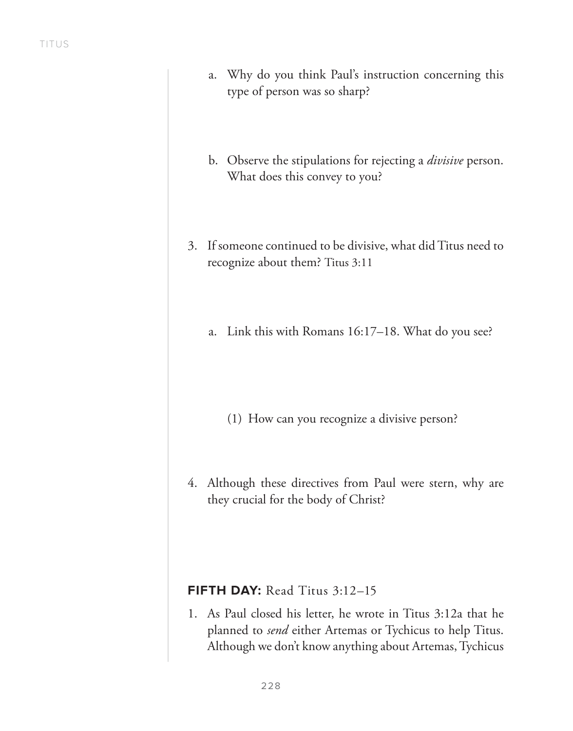a. Why do you think Paul's instruction concerning this type of person was so sharp?

b. Observe the stipulations for rejecting a *divisive* person. What does this convey to you?

3. If someone continued to be divisive, what did Titus need to recognize about them? Titus 3:11

   a. Link this with Romans 16:17–18. What do you see?

      (1) How can you recognize a divisive person?

4. Although these directives from Paul were stern, why are they crucial for the body of Christ?

## **FIFTH DAY:** Read Titus 3:12–15

1. As Paul closed his letter, he wrote in Titus 3:12a that he planned to *send* either Artemas or Tychicus to help Titus. Although we don't know anything about Artemas, Tychicus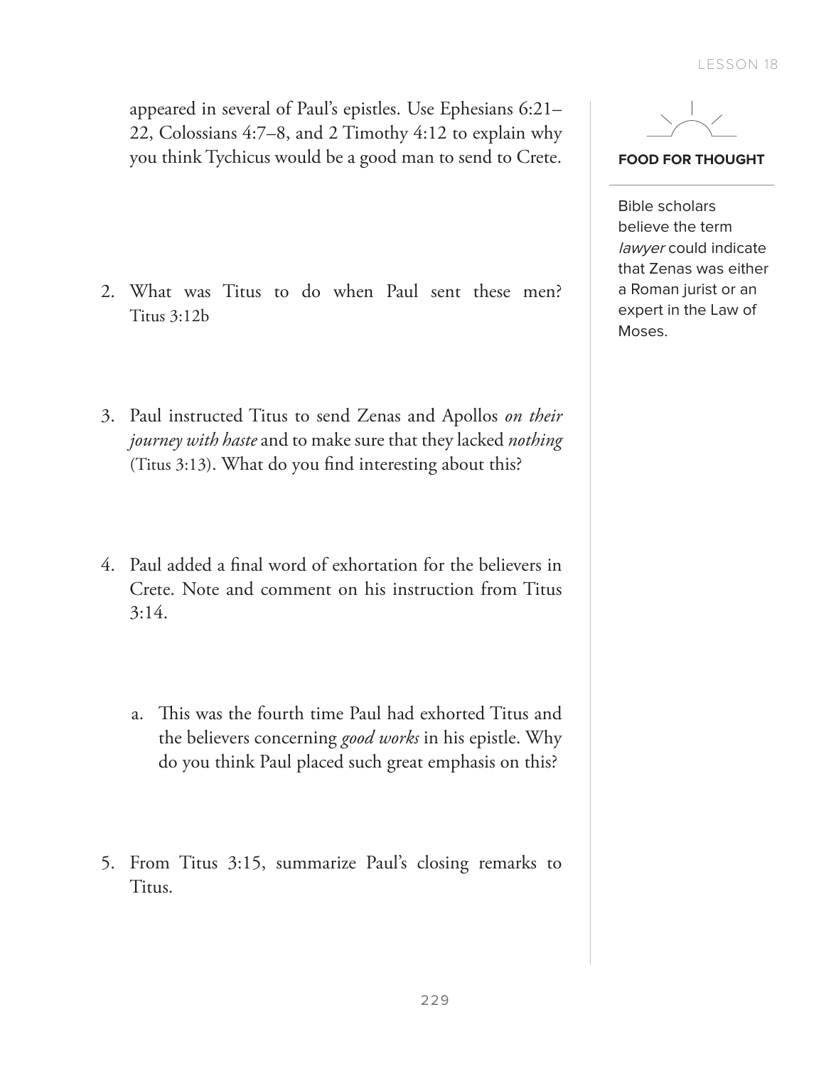appeared in several of Paul's epistles. Use Ephesians 6:21–22, Colossians 4:7–8, and 2 Timothy 4:12 to explain why you think Tychicus would be a good man to send to Crete.

2. What was Titus to do when Paul sent these men? Titus 3:12b

3. Paul instructed Titus to send Zenas and Apollos *on their journey with haste* and to make sure that they lacked *nothing* (Titus 3:13). What do you find interesting about this?

4. Paul added a final word of exhortation for the believers in Crete. Note and comment on his instruction from Titus 3:14.

   a. This was the fourth time Paul had exhorted Titus and the believers concerning *good works* in his epistle. Why do you think Paul placed such great emphasis on this?

5. From Titus 3:15, summarize Paul's closing remarks to Titus.

**FOOD FOR THOUGHT**

Bible scholars believe the term *lawyer* could indicate that Zenas was either a Roman jurist or an expert in the Law of Moses.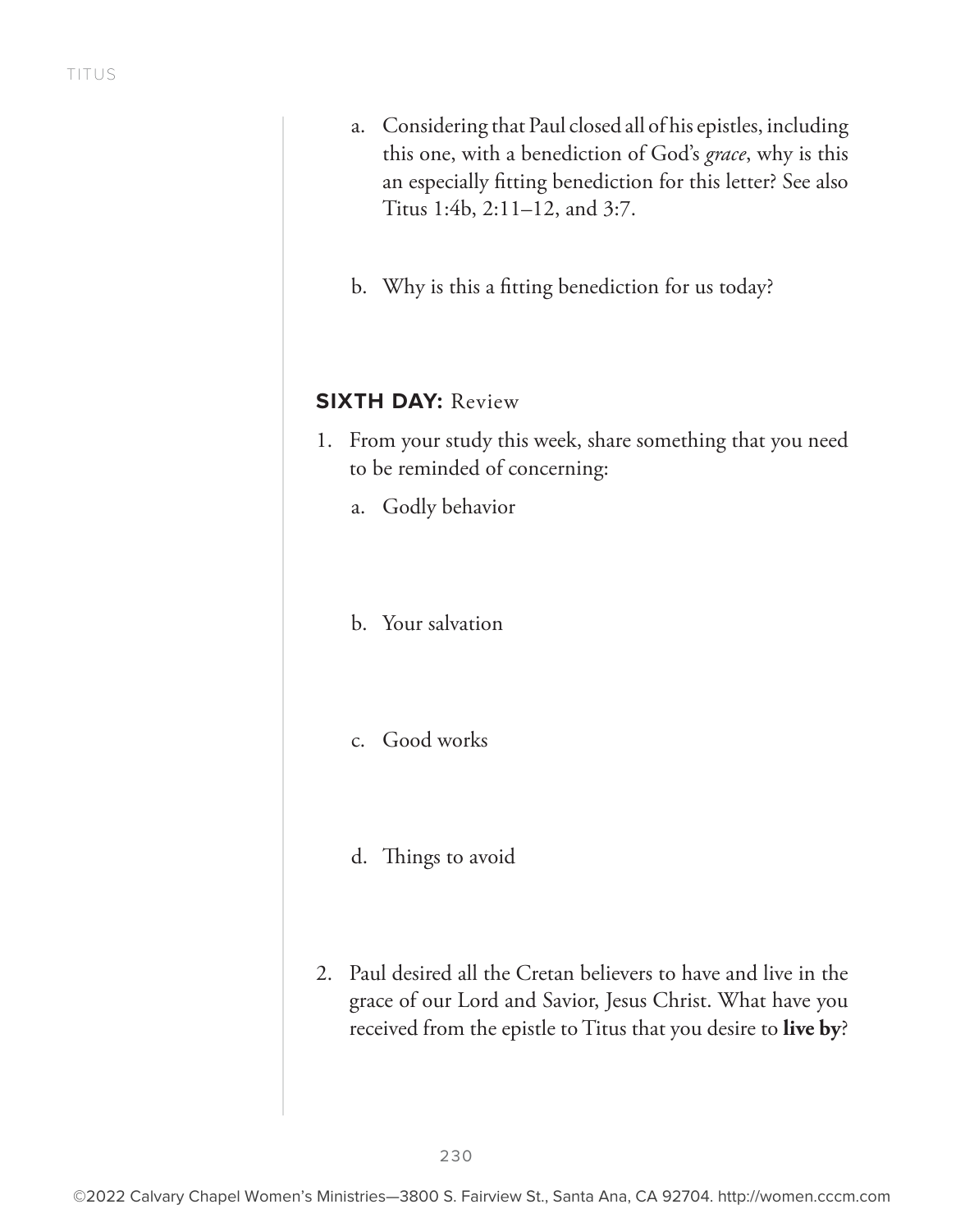a. Considering that Paul closed all of his epistles, including this one, with a benediction of God's *grace*, why is this an especially fitting benediction for this letter? See also Titus 1:4b, 2:11–12, and 3:7.

b. Why is this a fitting benediction for us today?

**SIXTH DAY:** Review

1. From your study this week, share something that you need to be reminded of concerning:

   a. Godly behavior

   b. Your salvation

   c. Good works

   d. Things to avoid

2. Paul desired all the Cretan believers to have and live in the grace of our Lord and Savior, Jesus Christ. What have you received from the epistle to Titus that you desire to **live by**?

©2022 Calvary Chapel Women's Ministries—3800 S. Fairview St., Santa Ana, CA 92704. http://women.cccm.com